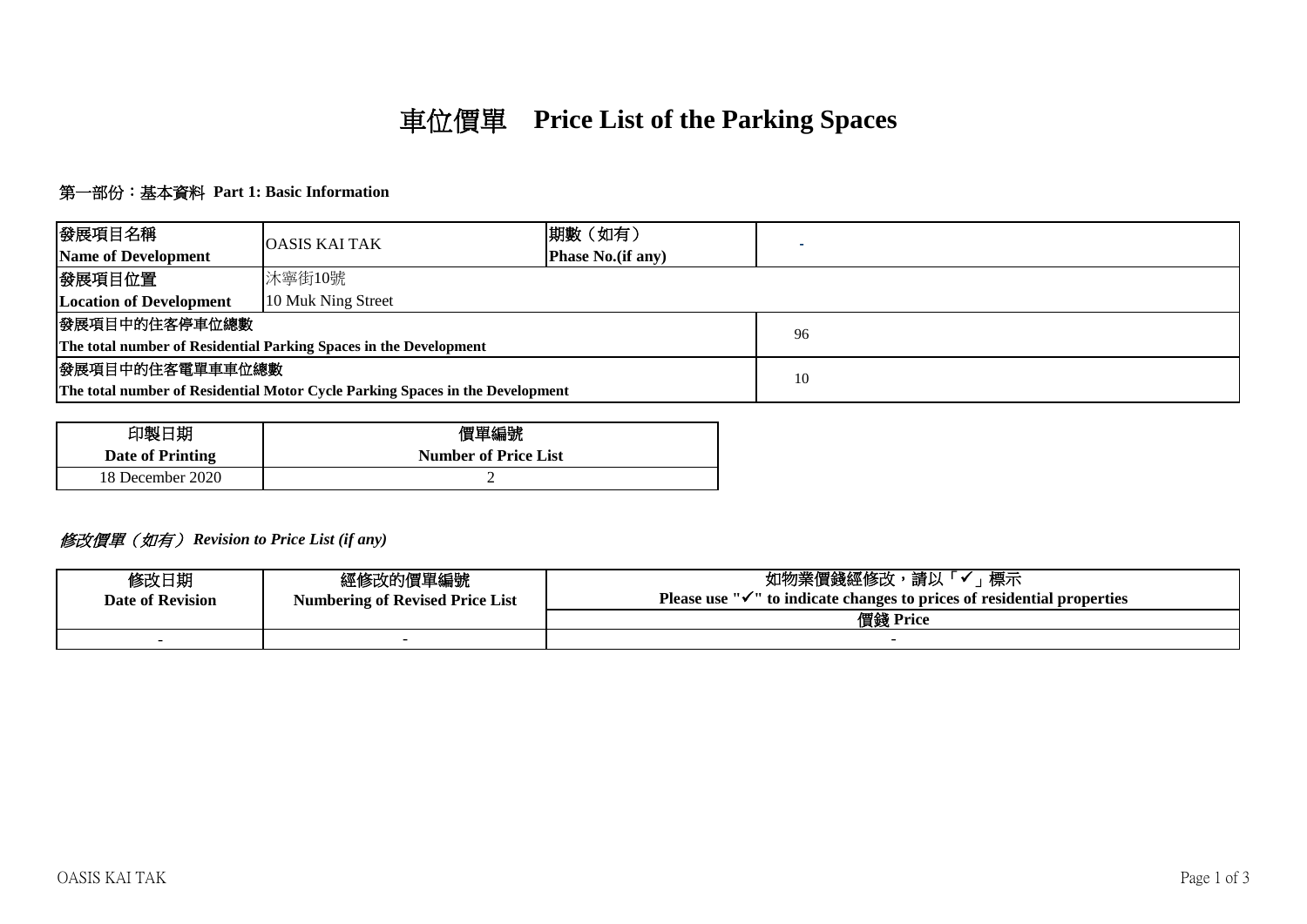# 車位價單 Price List of the Parking Spaces

## 第一部份：基本資料 Part 1: Basic Information

| 發展項目名稱 Name of Development | OASIS KAI TAK | 期數（如有） Phase No.(if any) | - |
|---|---|---|---|
| 發展項目位置 Location of Development | 沐寧街10號 10 Muk Ning Street | | |
| 發展項目中的住客停車位總數 The total number of Residential Parking Spaces in the Development | | | 96 |
| 發展項目中的住客電單車車位總數 The total number of Residential Motor Cycle Parking Spaces in the Development | | | 10 |

| 印製日期 Date of Printing | 價單編號 Number of Price List |
|---|---|
| 18 December 2020 | 2 |

### *修改價單（如有） Revision to Price List (if any)*

| 修改日期 Date of Revision | 經修改的價單編號 Numbering of Revised Price List | 如物業價錢經修改，請以「✓」標示 Please use "✓" to indicate changes to prices of residential properties |
|---|---|---|
| | | 價錢 Price |
| - | - | - |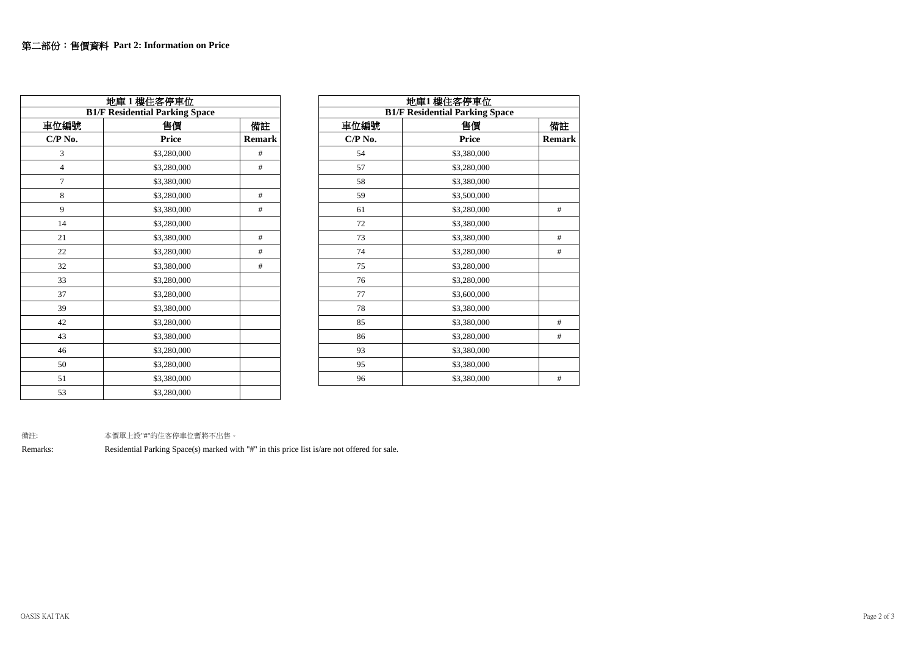## 第二部份：售價資料 Part 2: Information on Price

| 地庫 1 樓住客停車位 B1/F Residential Parking Space | | |
|---|---|---|
| 車位編號 C/P No. | 售價 Price | 備註 Remark |
| 3 | $3,280,000 | # |
| 4 | $3,280,000 | # |
| 7 | $3,380,000 | |
| 8 | $3,280,000 | # |
| 9 | $3,380,000 | # |
| 14 | $3,280,000 | |
| 21 | $3,380,000 | # |
| 22 | $3,280,000 | # |
| 32 | $3,380,000 | # |
| 33 | $3,280,000 | |
| 37 | $3,280,000 | |
| 39 | $3,380,000 | |
| 42 | $3,280,000 | |
| 43 | $3,380,000 | |
| 46 | $3,280,000 | |
| 50 | $3,280,000 | |
| 51 | $3,380,000 | |
| 53 | $3,280,000 | |

| 地庫1 樓住客停車位 B1/F Residential Parking Space | | |
|---|---|---|
| 車位編號 C/P No. | 售價 Price | 備註 Remark |
| 54 | $3,380,000 | |
| 57 | $3,280,000 | |
| 58 | $3,380,000 | |
| 59 | $3,500,000 | |
| 61 | $3,280,000 | # |
| 72 | $3,380,000 | |
| 73 | $3,380,000 | # |
| 74 | $3,280,000 | # |
| 75 | $3,280,000 | |
| 76 | $3,280,000 | |
| 77 | $3,600,000 | |
| 78 | $3,380,000 | |
| 85 | $3,380,000 | # |
| 86 | $3,280,000 | # |
| 93 | $3,380,000 | |
| 95 | $3,380,000 | |
| 96 | $3,380,000 | # |

備註: 本價單上設"#"的住客停車位暫將不出售。

Remarks: Residential Parking Space(s) marked with "#" in this price list is/are not offered for sale.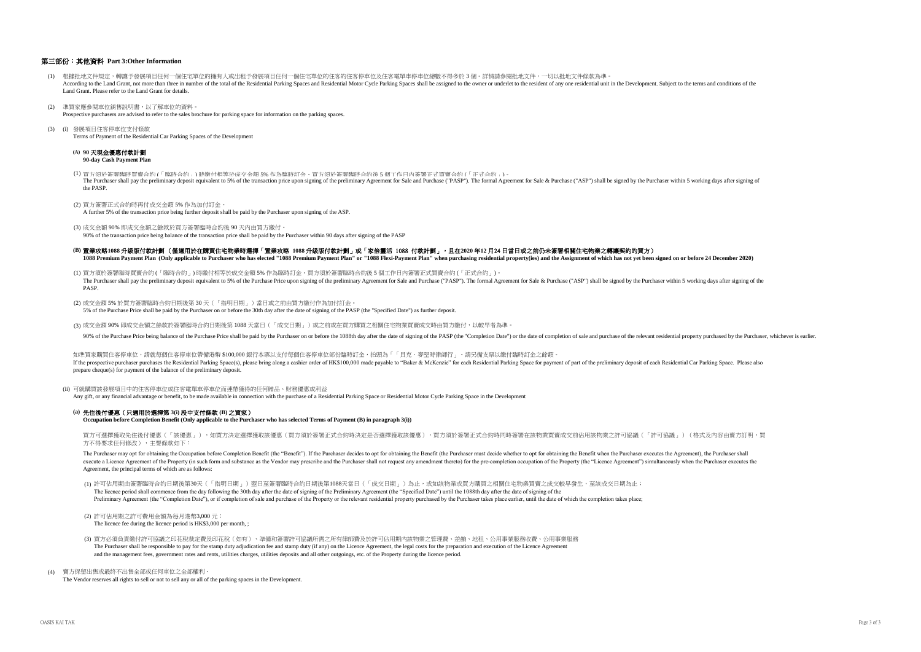## 第三部份：其他資料 Part 3:Other Information

(1) 根據批地文件規定，轉讓予發展項目任何一個住宅單位的擁有人或出租予發展項目任何一個住宅單位的住客的住客停車位及住客電單車停車位總數不得多於 3 個。詳情請參閱批地文件，一切以批地文件條款為準。
According to the Land Grant, not more than three in number of the total of the Residential Parking Spaces and Residential Motor Cycle Parking Spaces shall be assigned to the owner or underlet to the resident of any one residential unit in the Development. Subject to the terms and conditions of the Land Grant. Please refer to the Land Grant for details.

(2) 準買家應參閱車位銷售說明書，以了解車位的資料。
Prospective purchasers are advised to refer to the sales brochure for parking space for information on the parking spaces.

(3) (i) 發展項目住客停車位支付條款
Terms of Payment of the Residential Car Parking Spaces of the Development

**(A) 90 天現金優惠付款計劃**
**90-day Cash Payment Plan**

(1) 買方須於簽署臨時買賣合約(「臨時合約」)時繳付相等於成交金額 5% 作為臨時訂金。買方須於簽署臨時合約後 5 個工作日內簽署正式買賣合約(「正式合約」)。
The Purchaser shall pay the preliminary deposit equivalent to 5% of the transaction price upon signing of the preliminary Agreement for Sale and Purchase ("PASP"). The formal Agreement for Sale & Purchase ("ASP") shall be signed by the Purchaser within 5 working days after signing of the PASP.

(2) 買方簽署正式合約時再付成交金額 5% 作為加付訂金。
A further 5% of the transaction price being further deposit shall be paid by the Purchaser upon signing of the ASP.

(3) 成交金額 90% 即成交金額之餘款於買方簽署臨時合約後 90 天內由買方繳付。
90% of the transaction price being balance of the transaction price shall be paid by the Purchaser within 90 days after signing of the PASP

**(B) 置業攻略1088 升級版付款計劃 （僅適用於在購買住宅物業時選擇「置業攻略 1088 升級版付款計劃」或「家倍靈活 1088 付款計劃」，且在2020 年12 月24 日當日或之前仍未簽署相關住宅物業之轉讓契約的買方）**
**1088 Premium Payment Plan (Only applicable to Purchaser who has elected "1088 Premium Payment Plan" or "1088 Flexi-Payment Plan" when purchasing residential property(ies) and the Assignment of which has not yet been signed on or before 24 December 2020)**

(1) 買方須於簽署臨時買賣合約(「臨時合約」)時繳付相等於成交金額 5% 作為臨時訂金。買方須於簽署臨時合約後 5 個工作日內簽署正式買賣合約(「正式合約」)。
The Purchaser shall pay the preliminary deposit equivalent to 5% of the Purchase Price upon signing of the preliminary Agreement for Sale and Purchase ("PASP"). The formal Agreement for Sale & Purchase ("ASP") shall be signed by the Purchaser within 5 working days after signing of the PASP.

(2) 成交金額 5% 於買方簽署臨時合約日期後第 30 天（「指明日期」）當日或之前由買方繳付作為加付訂金。
5% of the Purchase Price shall be paid by the Purchaser on or before the 30th day after the date of signing of the PASP (the "Specified Date") as further deposit.

(3) 成交金額 90% 即成交金額之餘款於簽署臨時合約日期後第 1088 天當日（「成交日期」）或之前或在買方購買之相關住宅物業買賣成交時由買方繳付，以較早者為準。
90% of the Purchase Price being balance of the Purchase Price shall be paid by the Purchaser on or before the 1088th day after the date of signing of the PASP (the "Completion Date") or the date of completion of sale and purchase of the relevant residential property purchased by the Purchaser, whichever is earlier.

如準買家購買住客停車位，請就每個住客停車位帶備港幣 $100,000 銀行本票以支付每個住客停車位部份臨時訂金，抬頭為「貝克．麥堅時律師行」。請另備支票以繳付臨時訂金之餘額。
If the prospective purchaser purchases the Residential Parking Space(s), please bring along a cashier order of HK$100,000 made payable to "Baker & McKenzie" for each Residential Parking Space for payment of part of the preliminary deposit of each Residential Car Parking Space. Please also prepare cheque(s) for payment of the balance of the preliminary deposit.

(ii) 可就購買該發展項目中的住客停車位或住客電單車停車位而連帶獲得的任何贈品、財務優惠或利益
Any gift, or any financial advantage or benefit, to be made available in connection with the purchase of a Residential Parking Space or Residential Motor Cycle Parking Space in the Development

**(a) 先住後付優惠（只適用於選擇第 3(i) 段中支付條款 (B) 之買家）**
**Occupation before Completion Benefit (Only applicable to the Purchaser who has selected Terms of Payment (B) in paragraph 3(i))**

買方可選擇獲取先住後付優惠（「該優惠」），如買方決定選擇獲取該優惠（買方須於簽署正式合約時決定是否選擇獲取該優惠），買方須於簽署正式合約時同時簽署在該物業買賣成交前佔用該物業之許可協議（「許可協議」）（格式及內容由賣方訂明，買方不得要求任何修改），主要條款如下：

The Purchaser may opt for obtaining the Occupation before Completion Benefit (the "Benefit"). If the Purchaser decides to opt for obtaining the Benefit (the Purchaser must decide whether to opt for obtaining the Benefit when the Purchaser executes the Agreement), the Purchaser shall execute a Licence Agreement of the Property (in such form and substance as the Vendor may prescribe and the Purchaser shall not request any amendment thereto) for the pre-completion occupation of the Property (the "Licence Agreement") simultaneously when the Purchaser executes the Agreement, the principal terms of which are as follows:

(1) 許可佔用期由簽署臨時合約日期後第30天（「指明日期」）翌日至簽署臨時合約日期後第1088天當日（「成交日期」）為止，或如該物業或買方購買之相關住宅物業買賣之成交較早發生，至該成交日期為止；
The licence period shall commence from the day following the 30th day after the date of signing of the Preliminary Agreement (the "Specified Date") until the 1088th day after the date of signing of the Preliminary Agreement (the "Completion Date"), or if completion of sale and purchase of the Property or the relevant residential property purchased by the Purchaser takes place earlier, until the date of which the completion takes place;

(2) 許可佔用期之許可費用金額為每月港幣3,000 元；
The licence fee during the licence period is HK$3,000 per month, ;

(3) 買方必須負責繳付許可協議之印花稅裁定費及印花稅（如有）、準備和簽署許可協議所需之所有律師費及於許可佔用期內該物業之管理費、差餉、地租、公用事業服務收費、公用事業服務
The Purchaser shall be responsible to pay for the stamp duty adjudication fee and stamp duty (if any) on the Licence Agreement, the legal costs for the preparation and execution of the Licence Agreement and the management fees, government rates and rents, utilities charges, utilities deposits and all other outgoings, etc. of the Property during the licence period.

(4) 賣方保留出售或最終不出售全部或任何車位之全部權利。
The Vendor reserves all rights to sell or not to sell any or all of the parking spaces in the Development.